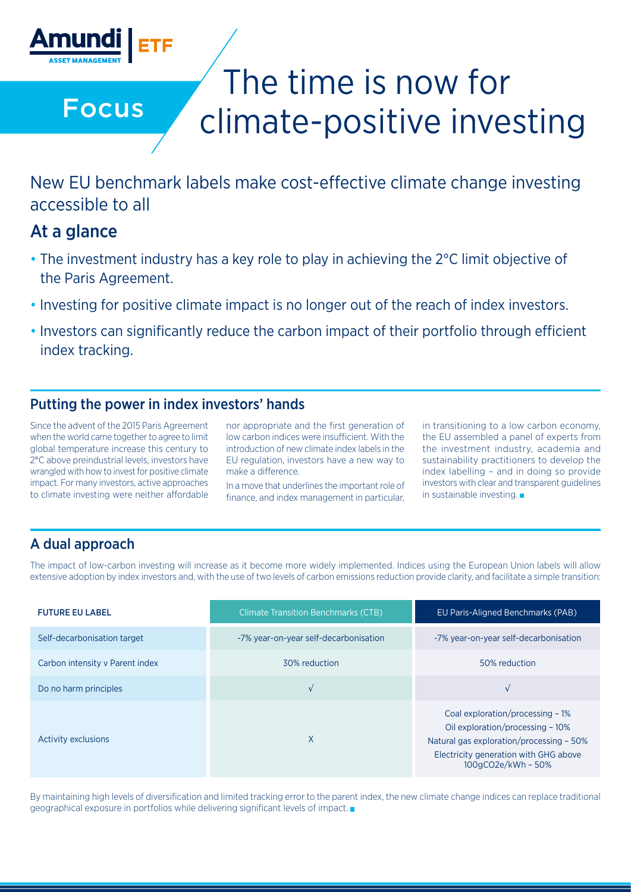Amundi ASSET MANAGEMENT | ETF

Focus

# The time is now for climate-positive investing

## New EU benchmark labels make cost-effective climate change investing accessible to all

## At a glance

- The investment industry has a key role to play in achieving the 2°C limit objective of the Paris Agreement.
- Investing for positive climate impact is no longer out of the reach of index investors.
- Investors can significantly reduce the carbon impact of their portfolio through efficient index tracking.

### Putting the power in index investors' hands

Since the advent of the 2015 Paris Agreement when the world came together to agree to limit global temperature increase this century to 2°C above preindustrial levels, investors have wrangled with how to invest for positive climate impact. For many investors, active approaches to climate investing were neither affordable nor appropriate and the first generation of low carbon indices were insufficient. With the introduction of new climate index labels in the EU regulation, investors have a new way to make a difference.

In a move that underlines the important role of finance, and index management in particular, in transitioning to a low carbon economy, the EU assembled a panel of experts from the investment industry, academia and sustainability practitioners to develop the index labelling – and in doing so provide investors with clear and transparent guidelines in sustainable investing.

### A dual approach

The impact of low-carbon investing will increase as it become more widely implemented. Indices using the European Union labels will allow extensive adoption by index investors and, with the use of two levels of carbon emissions reduction provide clarity, and facilitate a simple transition:

| FUTURE EU LABEL | Climate Transition Benchmarks (CTB) | EU Paris-Aligned Benchmarks (PAB) |
|---|---|---|
| Self-decarbonisation target | -7% year-on-year self-decarbonisation | -7% year-on-year self-decarbonisation |
| Carbon intensity v Parent index | 30% reduction | 50% reduction |
| Do no harm principles | √ | √ |
| Activity exclusions | X | Coal exploration/processing – 1%<br>Oil exploration/processing – 10%<br>Natural gas exploration/processing – 50%<br>Electricity generation with GHG above 100gCO2e/kWh – 50% |

By maintaining high levels of diversification and limited tracking error to the parent index, the new climate change indices can replace traditional geographical exposure in portfolios while delivering significant levels of impact.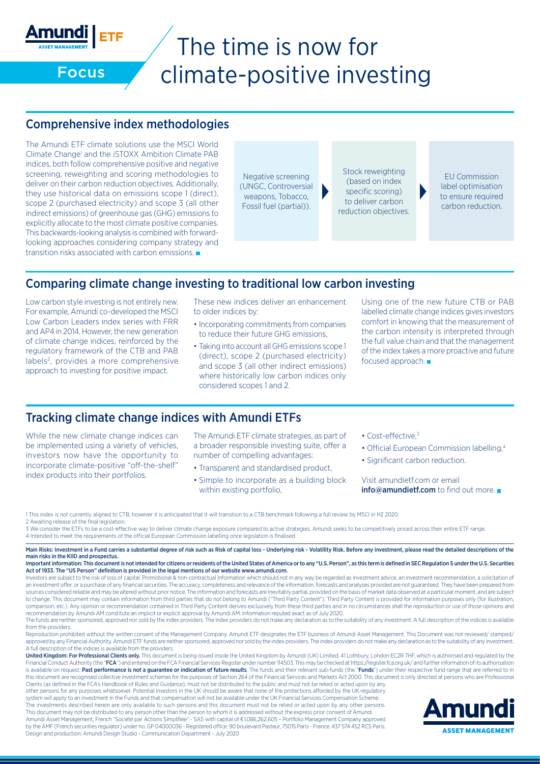# The time is now for climate-positive investing

Focus

## Comprehensive index methodologies

The Amundi ETF climate solutions use the MSCI World Climate Change[1] and the iSTOXX Ambition Climate PAB indices, both follow comprehensive positive and negative screening, reweighting and scoring methodologies to deliver on their carbon reduction objectives. Additionally, they use historical data on emissions scope 1 (direct), scope 2 (purchased electricity) and scope 3 (all other indirect emissions) of greenhouse gas (GHG) emissions to explicitly allocate to the most climate positive companies. This backwards-looking analysis is combined with forward-looking approaches considering company strategy and transition risks associated with carbon emissions.

Negative screening (UNGC, Controversial weapons, Tobacco, Fossil fuel (partial)).

Stock reweighting (based on index specific scoring) to deliver carbon reduction objectives.

EU Commission label optimisation to ensure required carbon reduction.

## Comparing climate change investing to traditional low carbon investing

Low carbon style investing is not entirely new. For example, Amundi co-developed the MSCI Low Carbon Leaders index series with FRR and AP4 in 2014. However, the new generation of climate change indices, reinforced by the regulatory framework of the CTB and PAB labels[2], provides a more comprehensive approach to investing for positive impact.

These new indices deliver an enhancement to older indices by:

- Incorporating commitments from companies to reduce their future GHG emissions,
- Taking into account all GHG emissions scope 1 (direct), scope 2 (purchased electricity) and scope 3 (all other indirect emissions) where historically low carbon indices only considered scopes 1 and 2.

Using one of the new future CTB or PAB labelled climate change indices gives investors comfort in knowing that the measurement of the carbon intensity is interpreted through the full value chain and that the management of the index takes a more proactive and future focused approach.

## Tracking climate change indices with Amundi ETFs

While the new climate change indices can be implemented using a variety of vehicles, investors now have the opportunity to incorporate climate-positive "off-the-shelf" index products into their portfolios.

The Amundi ETF climate strategies, as part of a broader responsible investing suite, offer a number of compelling advantages:

- Transparent and standardised product,
- Simple to incorporate as a building block within existing portfolio,
- Cost-effective,[3]
- Official European Commission labelling,[4]
- Significant carbon reduction.

Visit amundietf.com or email **info@amundietf.com** to find out more.

1 This index is not currently aligned to CTB, however it is anticipated that it will transition to a CTB benchmark following a full review by MSCI in H2 2020.
2 Awaiting release of the final legislation.
3 We consider the ETFs to be a cost-effective way to deliver climate change exposure compared to active strategies. Amundi seeks to be competitively priced across their entire ETF range.
4 Intended to meet the requirements of the official European Commission labelling once legislation is finalised.

**Main Risks: Investment in a Fund carries a substantial degree of risk such as Risk of capital loss - Underlying risk - Volatility Risk. Before any investment, please read the detailed descriptions of the main risks in the KIID and prospectus.**

**Important information: This document is not intended for citizens or residents of the United States of America or to any "U.S. Person", as this term is defined in SEC Regulation S under the U.S. Securities Act of 1933. The "US Person" definition is provided in the legal mentions of our website www.amundi.com.**

Investors are subject to the risk of loss of capital. Promotional & non-contractual Information which should not in any way be regarded as investment advice, an investment recommendation, a solicitation of an investment offer, or a purchase of any financial securities. The accuracy, completeness and relevance of the information, forecasts and analyses provided are not guaranteed. They have been prepared from sources considered reliable and may be altered without prior notice. The information and forecasts are inevitably partial, provided on the basis of market data observed at a particular moment, and are subject to change. This document may contain information from third parties that do not belong to Amundi ("Third Party Content"). Third Party Content is provided for information purposes only (for illustration, comparison, etc.). Any opinion or recommendation contained in Third Party Content derives exclusively from these third parties and in no circumstances shall the reproduction or use of those opinions and recommendation by Amundi AM constitute an implicit or explicit approval by Amundi AM. Information reputed exact as of July 2020.

The funds are neither sponsored, approved nor sold by the index providers. The index providers do not make any declaration as to the suitability of any investment. A full description of the indices is available from the providers.

Reproduction prohibited without the written consent of the Management Company. Amundi ETF designates the ETF business of Amundi Asset Management. This Document was not reviewed/ stamped/ approved by any Financial Authority. Amundi ETF funds are neither sponsored, approved nor sold by the index providers. The index providers do not make any declaration as to the suitability of any investment. A full description of the indices is available from the providers.

**United Kingdom: For Professional Clients only.** This document is being issued inside the United Kingdom by Amundi (UK) Limited, 41 Lothbury, London EC2R 7HF, which is authorised and regulated by the Financial Conduct Authority (the "**FCA**") and entered on the FCA Financial Services Register under number 114503. This may be checked at https://register.fca.org.uk/ and further information of its authorisation is available on request. **Past performance is not a guarantee or indication of future results**. The funds and their relevant sub-funds (the "**Funds**") under their respective fund range that are referred to in this document are recognised collective investment schemes for the purposes of Section 264 of the Financial Services and Markets Act 2000. This document is only directed at persons who are Professional Clients (as defined in the FCA's Handbook of Rules and Guidance), must not be distributed to the public and must not be relied or acted upon by any other persons for any purposes whatsoever. Potential investors in the UK should be aware that none of the protections afforded by the UK regulatory system will apply to an investment in the Funds and that compensation will not be available under the UK Financial Services Compensation Scheme.

The investments described herein are only available to such persons and this document must not be relied or acted upon by any other persons. This document may not be distributed to any person other than the person to whom it is addressed without the express prior consent of Amundi.

Amundi Asset Management, French "Société par Actions Simplifiée" - SAS with capital of €1,086,262,605 – Portfolio Management Company approved by the AMF (French securities regulator) under no. GP 04000036 - Registered office: 90 boulevard Pasteur, 75015 Paris - France. 437 574 452 RCS Paris.

Design and production: Amundi Design Studio - Communication Department - July 2020